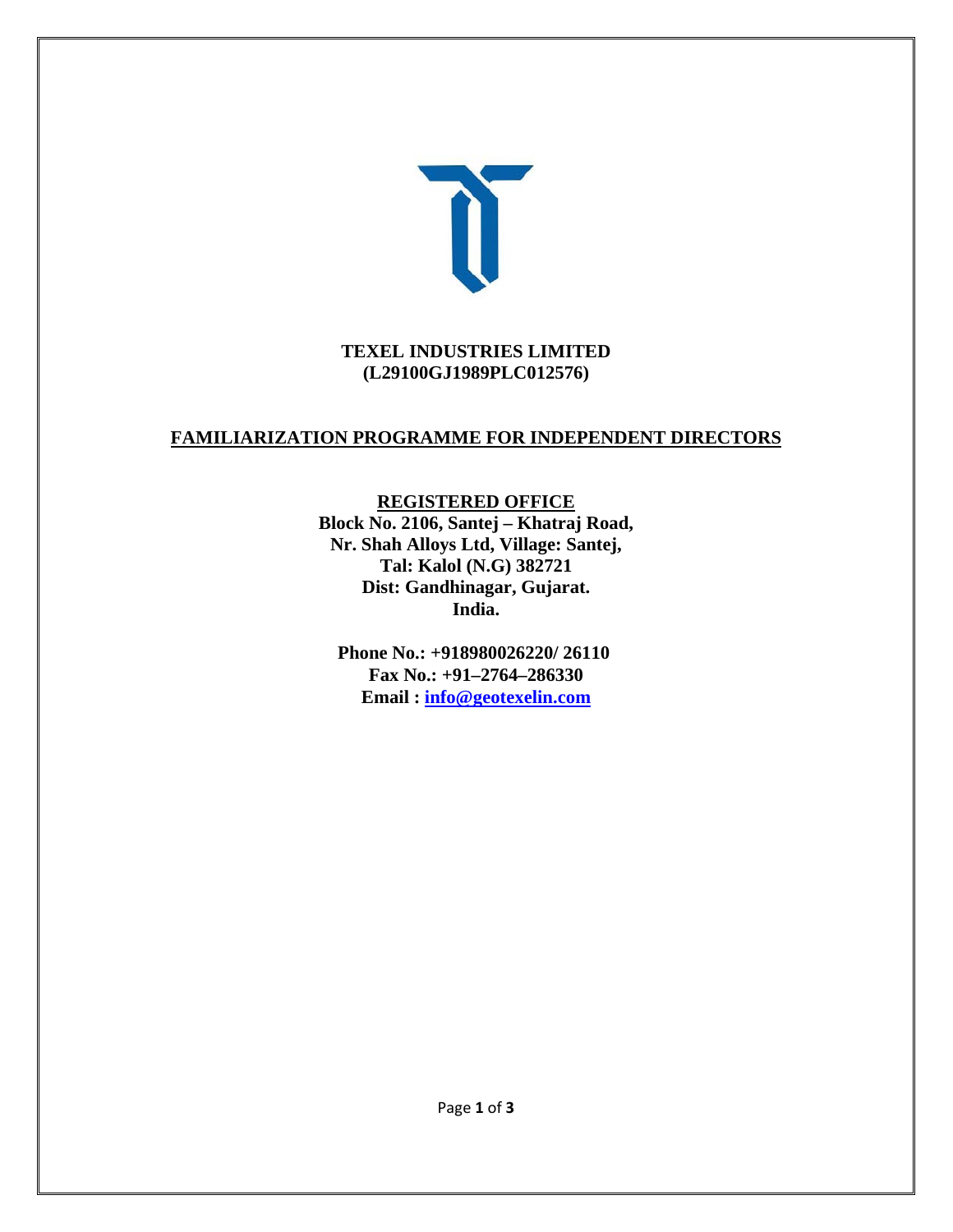**TEXEL INDUSTRIES LIMITED**
**(L29100GJ1989PLC012576)**

# FAMILIARIZATION PROGRAMME FOR INDEPENDENT DIRECTORS

**REGISTERED OFFICE**

**Block No. 2106, Santej – Khatraj Road,**
**Nr. Shah Alloys Ltd, Village: Santej,**
**Tal: Kalol (N.G) 382721**
**Dist: Gandhinagar, Gujarat.**
**India.**

**Phone No.: +918980026220/ 26110**
**Fax No.: +91–2764–286330**
**Email : info@geotexelin.com**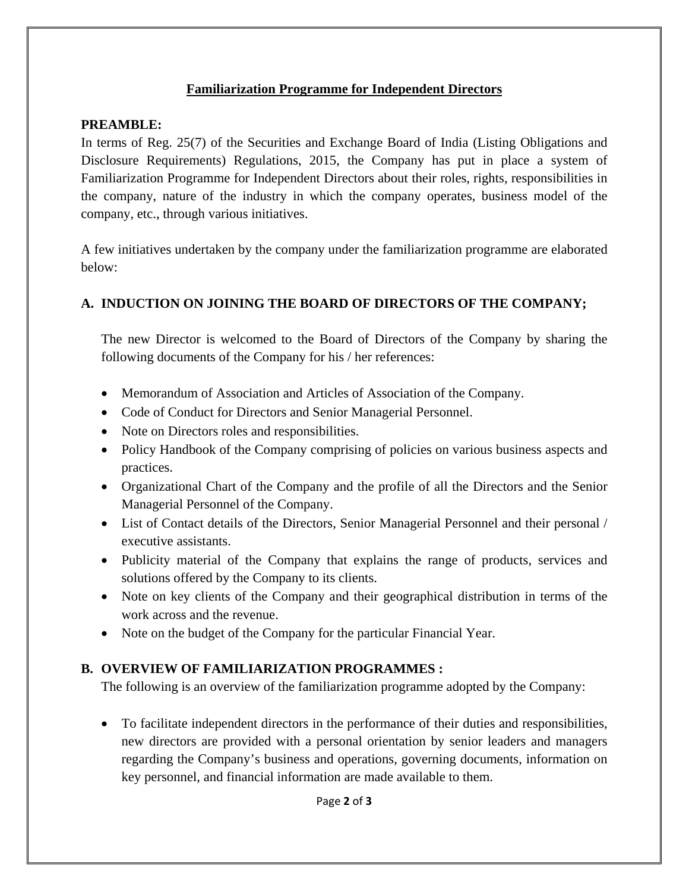# Familiarization Programme for Independent Directors

**PREAMBLE:**

In terms of Reg. 25(7) of the Securities and Exchange Board of India (Listing Obligations and Disclosure Requirements) Regulations, 2015, the Company has put in place a system of Familiarization Programme for Independent Directors about their roles, rights, responsibilities in the company, nature of the industry in which the company operates, business model of the company, etc., through various initiatives.

A few initiatives undertaken by the company under the familiarization programme are elaborated below:

## A. INDUCTION ON JOINING THE BOARD OF DIRECTORS OF THE COMPANY;

The new Director is welcomed to the Board of Directors of the Company by sharing the following documents of the Company for his / her references:

- Memorandum of Association and Articles of Association of the Company.
- Code of Conduct for Directors and Senior Managerial Personnel.
- Note on Directors roles and responsibilities.
- Policy Handbook of the Company comprising of policies on various business aspects and practices.
- Organizational Chart of the Company and the profile of all the Directors and the Senior Managerial Personnel of the Company.
- List of Contact details of the Directors, Senior Managerial Personnel and their personal / executive assistants.
- Publicity material of the Company that explains the range of products, services and solutions offered by the Company to its clients.
- Note on key clients of the Company and their geographical distribution in terms of the work across and the revenue.
- Note on the budget of the Company for the particular Financial Year.

## B. OVERVIEW OF FAMILIARIZATION PROGRAMMES :

The following is an overview of the familiarization programme adopted by the Company:

- To facilitate independent directors in the performance of their duties and responsibilities, new directors are provided with a personal orientation by senior leaders and managers regarding the Company's business and operations, governing documents, information on key personnel, and financial information are made available to them.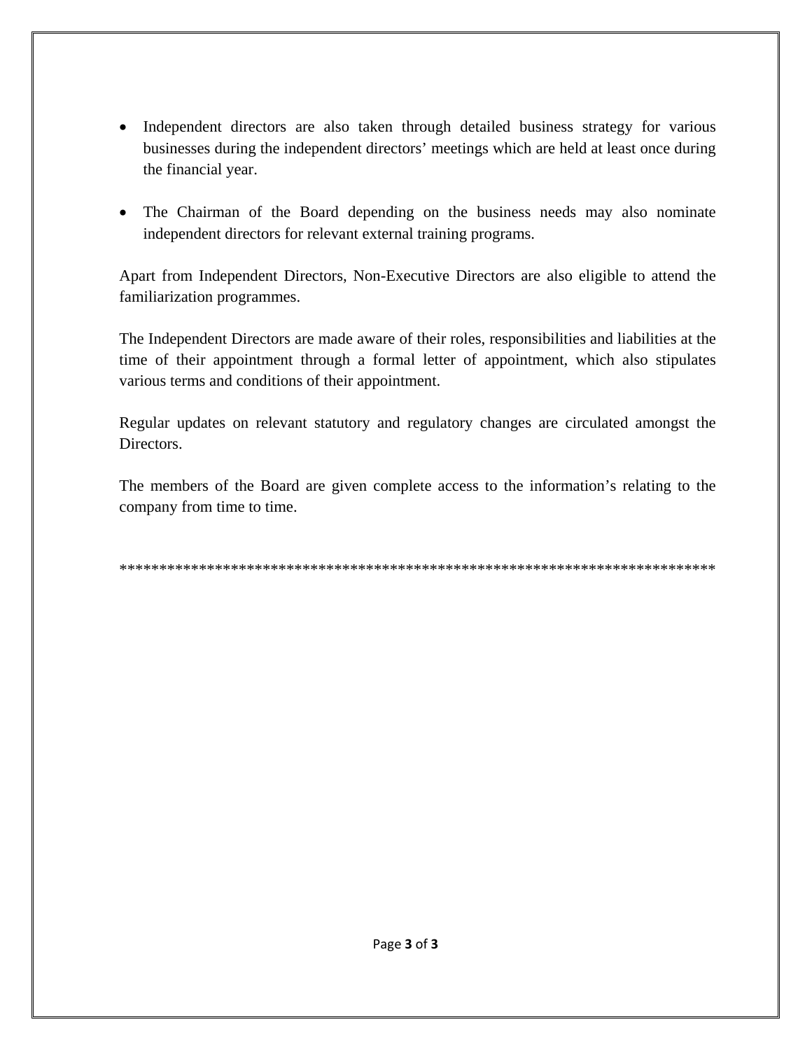- Independent directors are also taken through detailed business strategy for various businesses during the independent directors' meetings which are held at least once during the financial year.

- The Chairman of the Board depending on the business needs may also nominate independent directors for relevant external training programs.

Apart from Independent Directors, Non-Executive Directors are also eligible to attend the familiarization programmes.

The Independent Directors are made aware of their roles, responsibilities and liabilities at the time of their appointment through a formal letter of appointment, which also stipulates various terms and conditions of their appointment.

Regular updates on relevant statutory and regulatory changes are circulated amongst the Directors.

The members of the Board are given complete access to the information's relating to the company from time to time.

*****************************************************************************